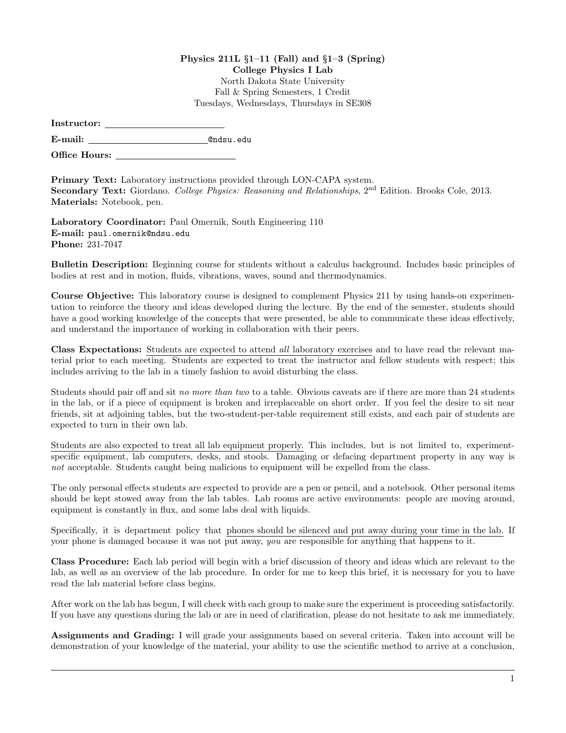**Physics 211L §1–11 (Fall) and §1–3 (Spring)**
**College Physics I Lab**
North Dakota State University
Fall & Spring Semesters, 1 Credit
Tuesdays, Wednesdays, Thursdays in SE308

**Instructor:** ____________________

**E-mail:** ____________________@ndsu.edu

**Office Hours:** ____________________

**Primary Text:** Laboratory instructions provided through LON-CAPA system.
**Secondary Text:** Giordano. *College Physics: Reasoning and Relationships*, 2nd Edition. Brooks Cole, 2013.
**Materials:** Notebook, pen.

**Laboratory Coordinator:** Paul Omernik, South Engineering 110
**E-mail:** paul.omernik@ndsu.edu
**Phone:** 231-7047

**Bulletin Description:** Beginning course for students without a calculus background. Includes basic principles of bodies at rest and in motion, fluids, vibrations, waves, sound and thermodynamics.

**Course Objective:** This laboratory course is designed to complement Physics 211 by using hands-on experimentation to reinforce the theory and ideas developed during the lecture. By the end of the semester, students should have a good working knowledge of the concepts that were presented, be able to communicate these ideas effectively, and understand the importance of working in collaboration with their peers.

**Class Expectations:** Students are expected to attend *all* laboratory exercises and to have read the relevant material prior to each meeting. Students are expected to treat the instructor and fellow students with respect; this includes arriving to the lab in a timely fashion to avoid disturbing the class.

Students should pair off and sit *no more than two* to a table. Obvious caveats are if there are more than 24 students in the lab, or if a piece of equipment is broken and irreplaceable on short order. If you feel the desire to sit near friends, sit at adjoining tables, but the two-student-per-table requirement still exists, and each pair of students are expected to turn in their own lab.

Students are also expected to treat all lab equipment properly. This includes, but is not limited to, experiment-specific equipment, lab computers, desks, and stools. Damaging or defacing department property in any way is *not* acceptable. Students caught being malicious to equipment will be expelled from the class.

The only personal effects students are expected to provide are a pen or pencil, and a notebook. Other personal items should be kept stowed away from the lab tables. Lab rooms are active environments: people are moving around, equipment is constantly in flux, and some labs deal with liquids.

Specifically, it is department policy that phones should be silenced and put away during your time in the lab. If your phone is damaged because it was not put away, *you* are responsible for anything that happens to it.

**Class Procedure:** Each lab period will begin with a brief discussion of theory and ideas which are relevant to the lab, as well as an overview of the lab procedure. In order for me to keep this brief, it is necessary for you to have read the lab material before class begins.

After work on the lab has begun, I will check with each group to make sure the experiment is proceeding satisfactorily. If you have any questions during the lab or are in need of clarification, please do not hesitate to ask me immediately.

**Assignments and Grading:** I will grade your assignments based on several criteria. Taken into account will be demonstration of your knowledge of the material, your ability to use the scientific method to arrive at a conclusion,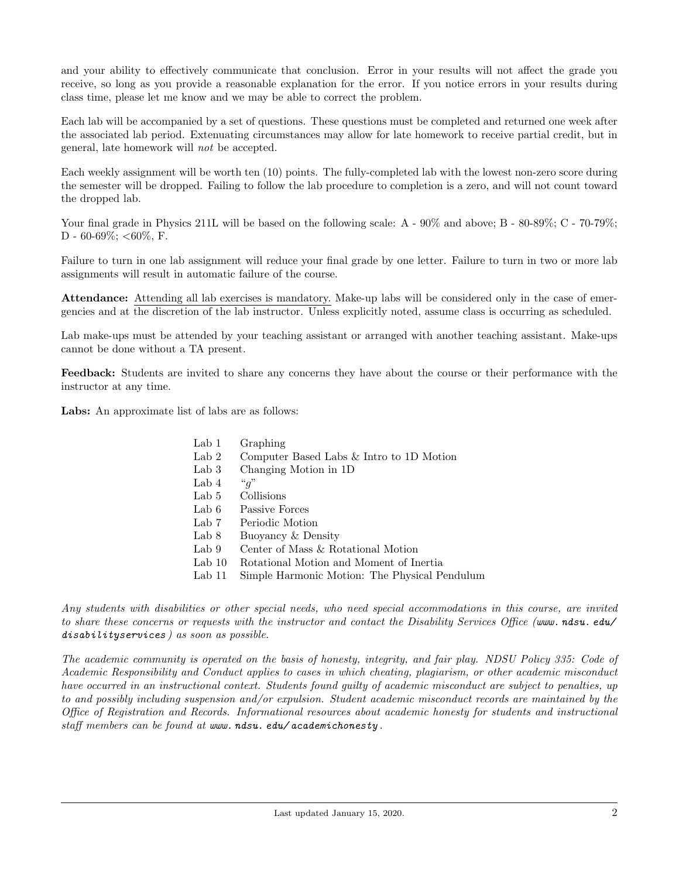and your ability to effectively communicate that conclusion. Error in your results will not affect the grade you receive, so long as you provide a reasonable explanation for the error. If you notice errors in your results during class time, please let me know and we may be able to correct the problem.

Each lab will be accompanied by a set of questions. These questions must be completed and returned one week after the associated lab period. Extenuating circumstances may allow for late homework to receive partial credit, but in general, late homework will *not* be accepted.

Each weekly assignment will be worth ten (10) points. The fully-completed lab with the lowest non-zero score during the semester will be dropped. Failing to follow the lab procedure to completion is a zero, and will not count toward the dropped lab.

Your final grade in Physics 211L will be based on the following scale: A - 90% and above; B - 80-89%; C - 70-79%; D - 60-69%; <60%, F.

Failure to turn in one lab assignment will reduce your final grade by one letter. Failure to turn in two or more lab assignments will result in automatic failure of the course.

**Attendance:** Attending all lab exercises is mandatory. Make-up labs will be considered only in the case of emergencies and at the discretion of the lab instructor. Unless explicitly noted, assume class is occurring as scheduled.

Lab make-ups must be attended by your teaching assistant or arranged with another teaching assistant. Make-ups cannot be done without a TA present.

**Feedback:** Students are invited to share any concerns they have about the course or their performance with the instructor at any time.

**Labs:** An approximate list of labs are as follows:

| | |
|---|---|
| Lab 1 | Graphing |
| Lab 2 | Computer Based Labs & Intro to 1D Motion |
| Lab 3 | Changing Motion in 1D |
| Lab 4 | "$g$" |
| Lab 5 | Collisions |
| Lab 6 | Passive Forces |
| Lab 7 | Periodic Motion |
| Lab 8 | Buoyancy & Density |
| Lab 9 | Center of Mass & Rotational Motion |
| Lab 10 | Rotational Motion and Moment of Inertia |
| Lab 11 | Simple Harmonic Motion: The Physical Pendulum |

*Any students with disabilities or other special needs, who need special accommodations in this course, are invited to share these concerns or requests with the instructor and contact the Disability Services Office (www.ndsu.edu/disabilityservices) as soon as possible.*

*The academic community is operated on the basis of honesty, integrity, and fair play. NDSU Policy 335: Code of Academic Responsibility and Conduct applies to cases in which cheating, plagiarism, or other academic misconduct have occurred in an instructional context. Students found guilty of academic misconduct are subject to penalties, up to and possibly including suspension and/or expulsion. Student academic misconduct records are maintained by the Office of Registration and Records. Informational resources about academic honesty for students and instructional staff members can be found at www.ndsu.edu/academichonesty.*

Last updated January 15, 2020.